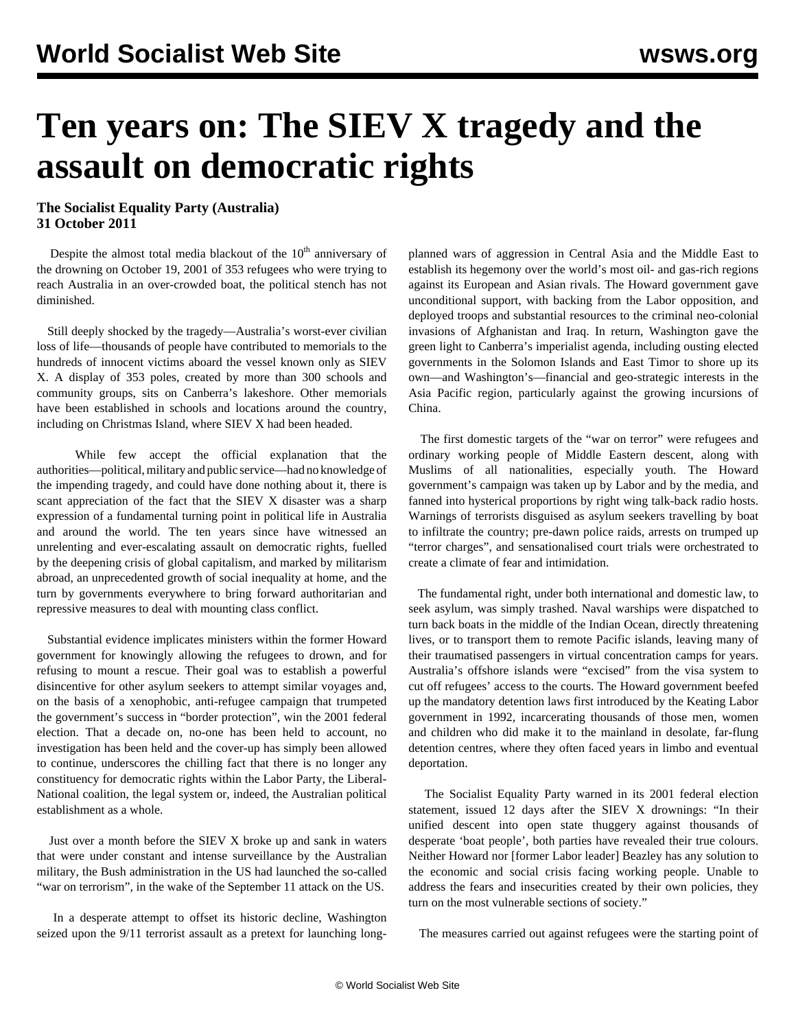# Ten years on: The SIEV X tragedy and the assault on democratic rights

**The Socialist Equality Party (Australia)**
**31 October 2011**

Despite the almost total media blackout of the 10th anniversary of the drowning on October 19, 2001 of 353 refugees who were trying to reach Australia in an over-crowded boat, the political stench has not diminished.

Still deeply shocked by the tragedy—Australia's worst-ever civilian loss of life—thousands of people have contributed to memorials to the hundreds of innocent victims aboard the vessel known only as SIEV X. A display of 353 poles, created by more than 300 schools and community groups, sits on Canberra's lakeshore. Other memorials have been established in schools and locations around the country, including on Christmas Island, where SIEV X had been headed.

While few accept the official explanation that the authorities—political, military and public service—had no knowledge of the impending tragedy, and could have done nothing about it, there is scant appreciation of the fact that the SIEV X disaster was a sharp expression of a fundamental turning point in political life in Australia and around the world. The ten years since have witnessed an unrelenting and ever-escalating assault on democratic rights, fuelled by the deepening crisis of global capitalism, and marked by militarism abroad, an unprecedented growth of social inequality at home, and the turn by governments everywhere to bring forward authoritarian and repressive measures to deal with mounting class conflict.

Substantial evidence implicates ministers within the former Howard government for knowingly allowing the refugees to drown, and for refusing to mount a rescue. Their goal was to establish a powerful disincentive for other asylum seekers to attempt similar voyages and, on the basis of a xenophobic, anti-refugee campaign that trumpeted the government's success in "border protection", win the 2001 federal election. That a decade on, no-one has been held to account, no investigation has been held and the cover-up has simply been allowed to continue, underscores the chilling fact that there is no longer any constituency for democratic rights within the Labor Party, the Liberal-National coalition, the legal system or, indeed, the Australian political establishment as a whole.

Just over a month before the SIEV X broke up and sank in waters that were under constant and intense surveillance by the Australian military, the Bush administration in the US had launched the so-called "war on terrorism", in the wake of the September 11 attack on the US.

In a desperate attempt to offset its historic decline, Washington seized upon the 9/11 terrorist assault as a pretext for launching long-planned wars of aggression in Central Asia and the Middle East to establish its hegemony over the world's most oil- and gas-rich regions against its European and Asian rivals. The Howard government gave unconditional support, with backing from the Labor opposition, and deployed troops and substantial resources to the criminal neo-colonial invasions of Afghanistan and Iraq. In return, Washington gave the green light to Canberra's imperialist agenda, including ousting elected governments in the Solomon Islands and East Timor to shore up its own—and Washington's—financial and geo-strategic interests in the Asia Pacific region, particularly against the growing incursions of China.

The first domestic targets of the "war on terror" were refugees and ordinary working people of Middle Eastern descent, along with Muslims of all nationalities, especially youth. The Howard government's campaign was taken up by Labor and by the media, and fanned into hysterical proportions by right wing talk-back radio hosts. Warnings of terrorists disguised as asylum seekers travelling by boat to infiltrate the country; pre-dawn police raids, arrests on trumped up "terror charges", and sensationalised court trials were orchestrated to create a climate of fear and intimidation.

The fundamental right, under both international and domestic law, to seek asylum, was simply trashed. Naval warships were dispatched to turn back boats in the middle of the Indian Ocean, directly threatening lives, or to transport them to remote Pacific islands, leaving many of their traumatised passengers in virtual concentration camps for years. Australia's offshore islands were "excised" from the visa system to cut off refugees' access to the courts. The Howard government beefed up the mandatory detention laws first introduced by the Keating Labor government in 1992, incarcerating thousands of those men, women and children who did make it to the mainland in desolate, far-flung detention centres, where they often faced years in limbo and eventual deportation.

The Socialist Equality Party warned in its 2001 federal election statement, issued 12 days after the SIEV X drownings: "In their unified descent into open state thuggery against thousands of desperate 'boat people', both parties have revealed their true colours. Neither Howard nor [former Labor leader] Beazley has any solution to the economic and social crisis facing working people. Unable to address the fears and insecurities created by their own policies, they turn on the most vulnerable sections of society."

The measures carried out against refugees were the starting point of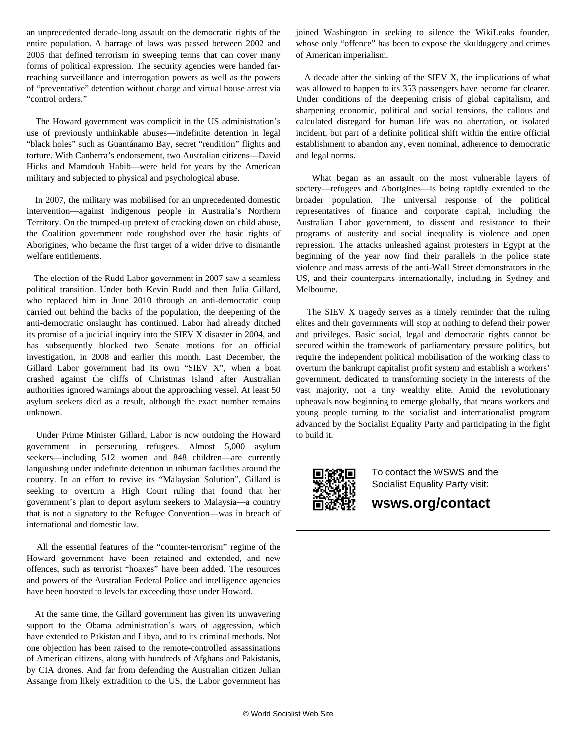an unprecedented decade-long assault on the democratic rights of the entire population. A barrage of laws was passed between 2002 and 2005 that defined terrorism in sweeping terms that can cover many forms of political expression. The security agencies were handed far-reaching surveillance and interrogation powers as well as the powers of "preventative" detention without charge and virtual house arrest via "control orders."

The Howard government was complicit in the US administration's use of previously unthinkable abuses—indefinite detention in legal "black holes" such as Guantánamo Bay, secret "rendition" flights and torture. With Canberra's endorsement, two Australian citizens—David Hicks and Mamdouh Habib—were held for years by the American military and subjected to physical and psychological abuse.

In 2007, the military was mobilised for an unprecedented domestic intervention—against indigenous people in Australia's Northern Territory. On the trumped-up pretext of cracking down on child abuse, the Coalition government rode roughshod over the basic rights of Aborigines, who became the first target of a wider drive to dismantle welfare entitlements.

The election of the Rudd Labor government in 2007 saw a seamless political transition. Under both Kevin Rudd and then Julia Gillard, who replaced him in June 2010 through an anti-democratic coup carried out behind the backs of the population, the deepening of the anti-democratic onslaught has continued. Labor had already ditched its promise of a judicial inquiry into the SIEV X disaster in 2004, and has subsequently blocked two Senate motions for an official investigation, in 2008 and earlier this month. Last December, the Gillard Labor government had its own "SIEV X", when a boat crashed against the cliffs of Christmas Island after Australian authorities ignored warnings about the approaching vessel. At least 50 asylum seekers died as a result, although the exact number remains unknown.

Under Prime Minister Gillard, Labor is now outdoing the Howard government in persecuting refugees. Almost 5,000 asylum seekers—including 512 women and 848 children—are currently languishing under indefinite detention in inhuman facilities around the country. In an effort to revive its "Malaysian Solution", Gillard is seeking to overturn a High Court ruling that found that her government's plan to deport asylum seekers to Malaysia—a country that is not a signatory to the Refugee Convention—was in breach of international and domestic law.

All the essential features of the "counter-terrorism" regime of the Howard government have been retained and extended, and new offences, such as terrorist "hoaxes" have been added. The resources and powers of the Australian Federal Police and intelligence agencies have been boosted to levels far exceeding those under Howard.

At the same time, the Gillard government has given its unwavering support to the Obama administration's wars of aggression, which have extended to Pakistan and Libya, and to its criminal methods. Not one objection has been raised to the remote-controlled assassinations of American citizens, along with hundreds of Afghans and Pakistanis, by CIA drones. And far from defending the Australian citizen Julian Assange from likely extradition to the US, the Labor government has joined Washington in seeking to silence the WikiLeaks founder, whose only "offence" has been to expose the skulduggery and crimes of American imperialism.

A decade after the sinking of the SIEV X, the implications of what was allowed to happen to its 353 passengers have become far clearer. Under conditions of the deepening crisis of global capitalism, and sharpening economic, political and social tensions, the callous and calculated disregard for human life was no aberration, or isolated incident, but part of a definite political shift within the entire official establishment to abandon any, even nominal, adherence to democratic and legal norms.

What began as an assault on the most vulnerable layers of society—refugees and Aborigines—is being rapidly extended to the broader population. The universal response of the political representatives of finance and corporate capital, including the Australian Labor government, to dissent and resistance to their programs of austerity and social inequality is violence and open repression. The attacks unleashed against protesters in Egypt at the beginning of the year now find their parallels in the police state violence and mass arrests of the anti-Wall Street demonstrators in the US, and their counterparts internationally, including in Sydney and Melbourne.

The SIEV X tragedy serves as a timely reminder that the ruling elites and their governments will stop at nothing to defend their power and privileges. Basic social, legal and democratic rights cannot be secured within the framework of parliamentary pressure politics, but require the independent political mobilisation of the working class to overturn the bankrupt capitalist profit system and establish a workers' government, dedicated to transforming society in the interests of the vast majority, not a tiny wealthy elite. Amid the revolutionary upheavals now beginning to emerge globally, that means workers and young people turning to the socialist and internationalist program advanced by the Socialist Equality Party and participating in the fight to build it.

To contact the WSWS and the Socialist Equality Party visit:

**wsws.org/contact**